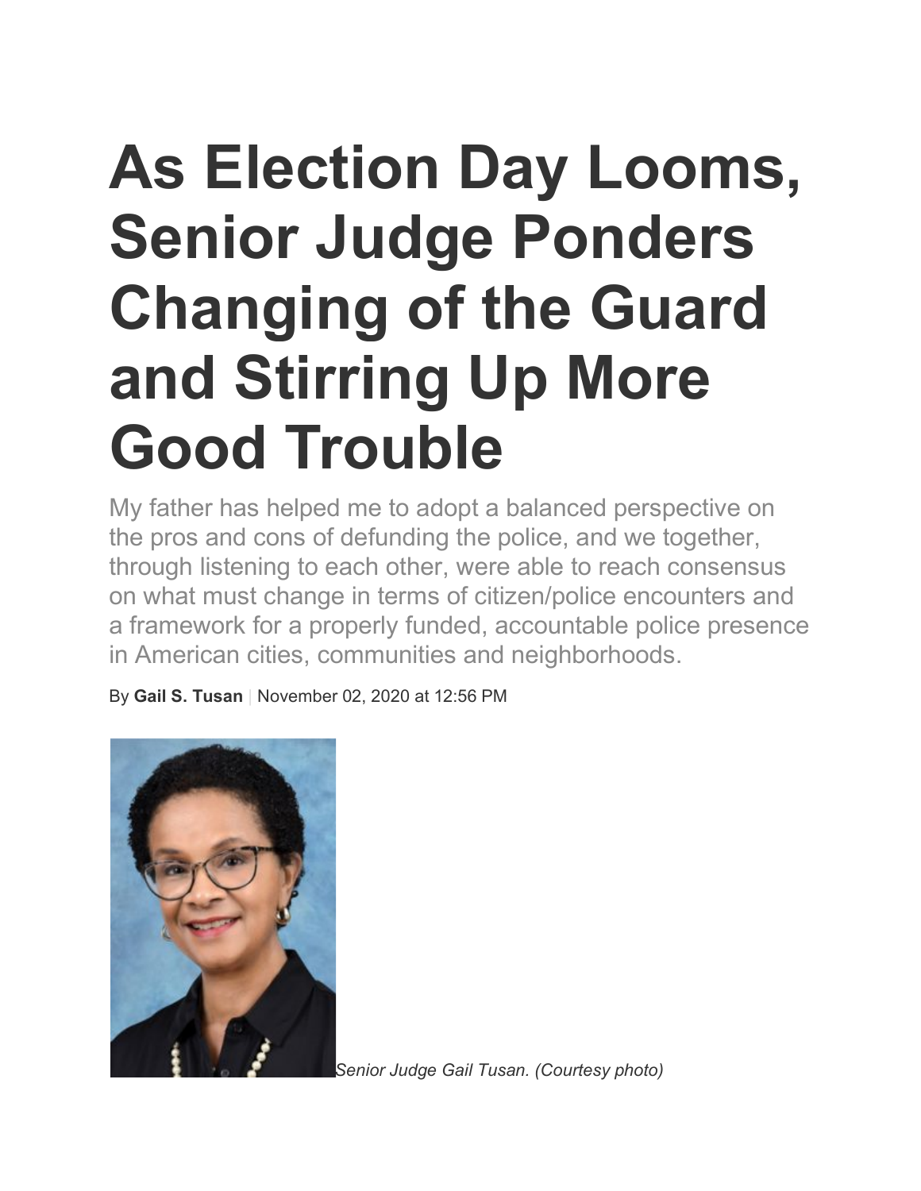# As Election Day Looms, Senior Judge Ponders Changing of the Guard and Stirring Up More Good Trouble

My father has helped me to adopt a balanced perspective on the pros and cons of defunding the police, and we together, through listening to each other, were able to reach consensus on what must change in terms of citizen/police encounters and a framework for a properly funded, accountable police presence in American cities, communities and neighborhoods.

By **Gail S. Tusan** | November 02, 2020 at 12:56 PM

*Senior Judge Gail Tusan. (Courtesy photo)*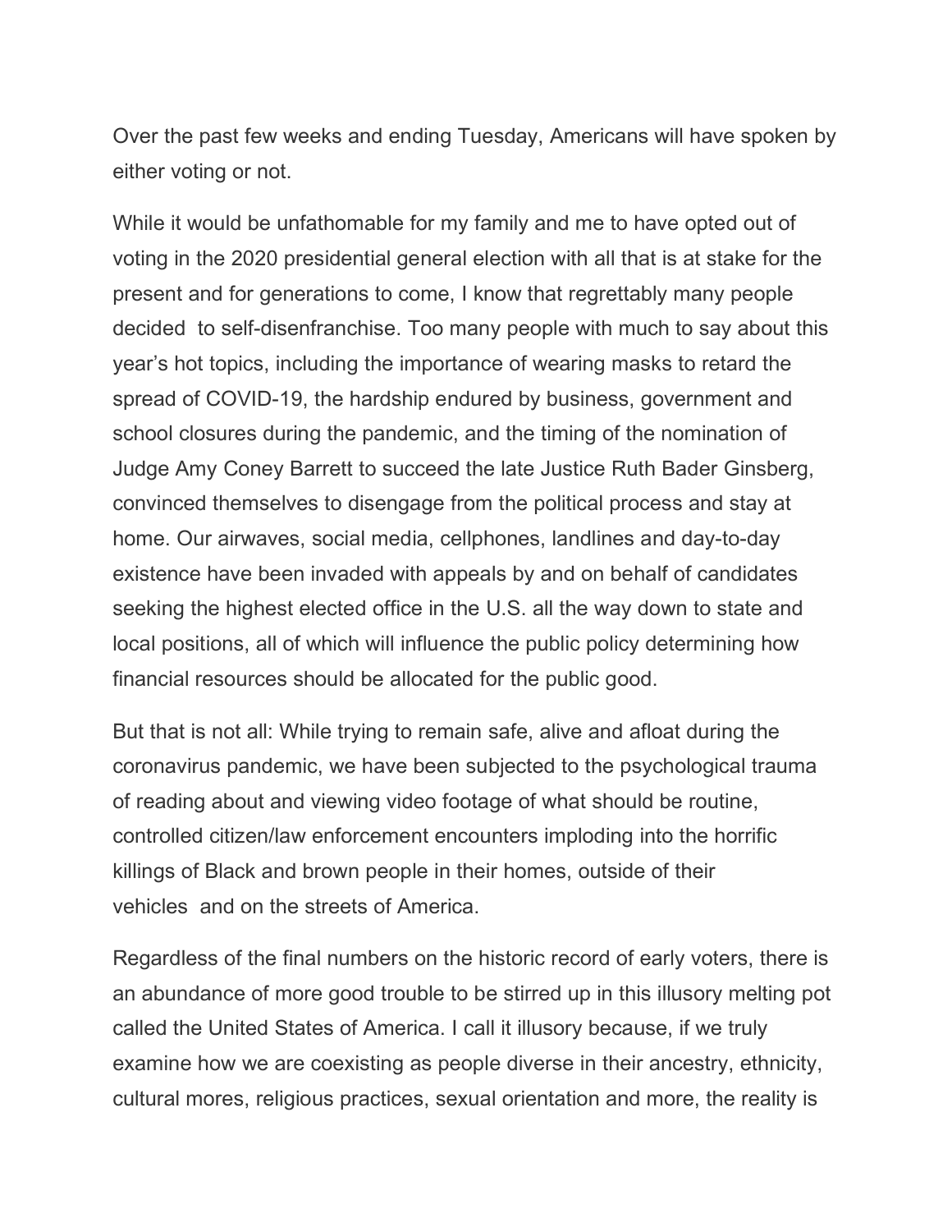Over the past few weeks and ending Tuesday, Americans will have spoken by either voting or not.

While it would be unfathomable for my family and me to have opted out of voting in the 2020 presidential general election with all that is at stake for the present and for generations to come, I know that regrettably many people decided to self-disenfranchise. Too many people with much to say about this year's hot topics, including the importance of wearing masks to retard the spread of COVID-19, the hardship endured by business, government and school closures during the pandemic, and the timing of the nomination of Judge Amy Coney Barrett to succeed the late Justice Ruth Bader Ginsberg, convinced themselves to disengage from the political process and stay at home. Our airwaves, social media, cellphones, landlines and day-to-day existence have been invaded with appeals by and on behalf of candidates seeking the highest elected office in the U.S. all the way down to state and local positions, all of which will influence the public policy determining how financial resources should be allocated for the public good.

But that is not all: While trying to remain safe, alive and afloat during the coronavirus pandemic, we have been subjected to the psychological trauma of reading about and viewing video footage of what should be routine, controlled citizen/law enforcement encounters imploding into the horrific killings of Black and brown people in their homes, outside of their vehicles and on the streets of America.

Regardless of the final numbers on the historic record of early voters, there is an abundance of more good trouble to be stirred up in this illusory melting pot called the United States of America. I call it illusory because, if we truly examine how we are coexisting as people diverse in their ancestry, ethnicity, cultural mores, religious practices, sexual orientation and more, the reality is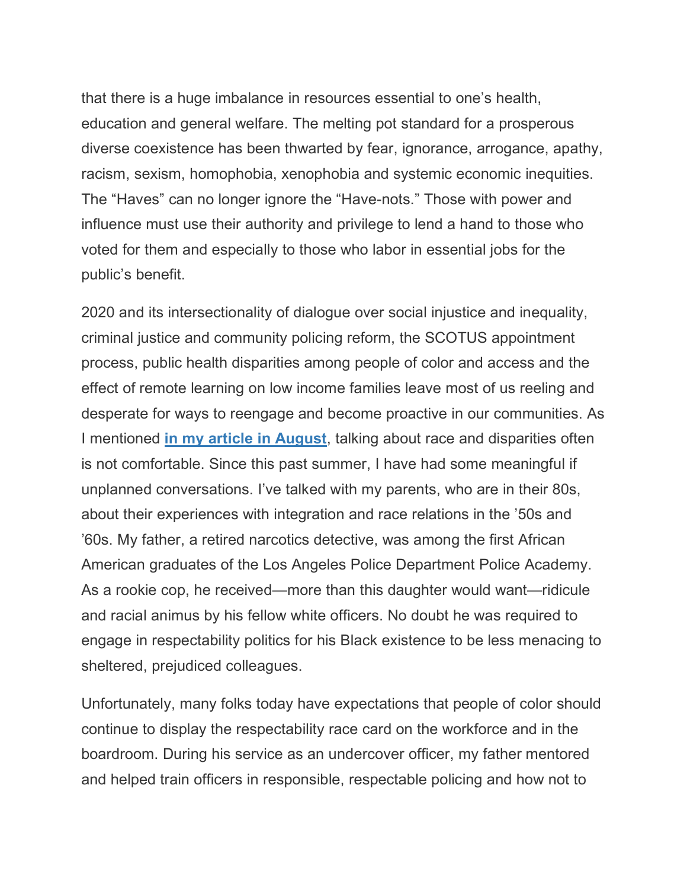that there is a huge imbalance in resources essential to one's health, education and general welfare. The melting pot standard for a prosperous diverse coexistence has been thwarted by fear, ignorance, arrogance, apathy, racism, sexism, homophobia, xenophobia and systemic economic inequities. The "Haves" can no longer ignore the "Have-nots." Those with power and influence must use their authority and privilege to lend a hand to those who voted for them and especially to those who labor in essential jobs for the public's benefit.

2020 and its intersectionality of dialogue over social injustice and inequality, criminal justice and community policing reform, the SCOTUS appointment process, public health disparities among people of color and access and the effect of remote learning on low income families leave most of us reeling and desperate for ways to reengage and become proactive in our communities. As I mentioned **in my article in August**, talking about race and disparities often is not comfortable. Since this past summer, I have had some meaningful if unplanned conversations. I've talked with my parents, who are in their 80s, about their experiences with integration and race relations in the '50s and '60s. My father, a retired narcotics detective, was among the first African American graduates of the Los Angeles Police Department Police Academy. As a rookie cop, he received—more than this daughter would want—ridicule and racial animus by his fellow white officers. No doubt he was required to engage in respectability politics for his Black existence to be less menacing to sheltered, prejudiced colleagues.

Unfortunately, many folks today have expectations that people of color should continue to display the respectability race card on the workforce and in the boardroom. During his service as an undercover officer, my father mentored and helped train officers in responsible, respectable policing and how not to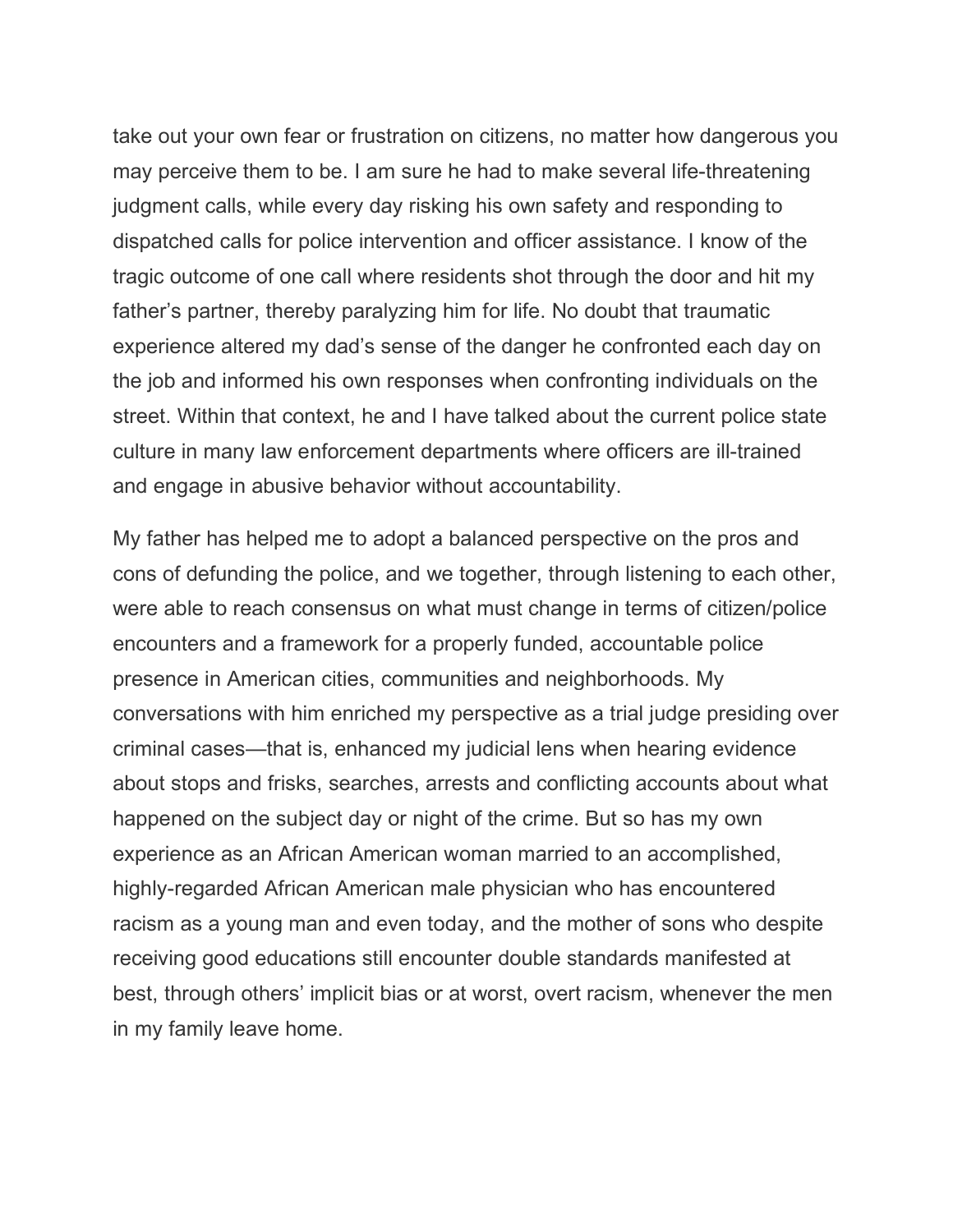take out your own fear or frustration on citizens, no matter how dangerous you may perceive them to be. I am sure he had to make several life-threatening judgment calls, while every day risking his own safety and responding to dispatched calls for police intervention and officer assistance. I know of the tragic outcome of one call where residents shot through the door and hit my father's partner, thereby paralyzing him for life. No doubt that traumatic experience altered my dad's sense of the danger he confronted each day on the job and informed his own responses when confronting individuals on the street. Within that context, he and I have talked about the current police state culture in many law enforcement departments where officers are ill-trained and engage in abusive behavior without accountability.

My father has helped me to adopt a balanced perspective on the pros and cons of defunding the police, and we together, through listening to each other, were able to reach consensus on what must change in terms of citizen/police encounters and a framework for a properly funded, accountable police presence in American cities, communities and neighborhoods. My conversations with him enriched my perspective as a trial judge presiding over criminal cases—that is, enhanced my judicial lens when hearing evidence about stops and frisks, searches, arrests and conflicting accounts about what happened on the subject day or night of the crime. But so has my own experience as an African American woman married to an accomplished, highly-regarded African American male physician who has encountered racism as a young man and even today, and the mother of sons who despite receiving good educations still encounter double standards manifested at best, through others' implicit bias or at worst, overt racism, whenever the men in my family leave home.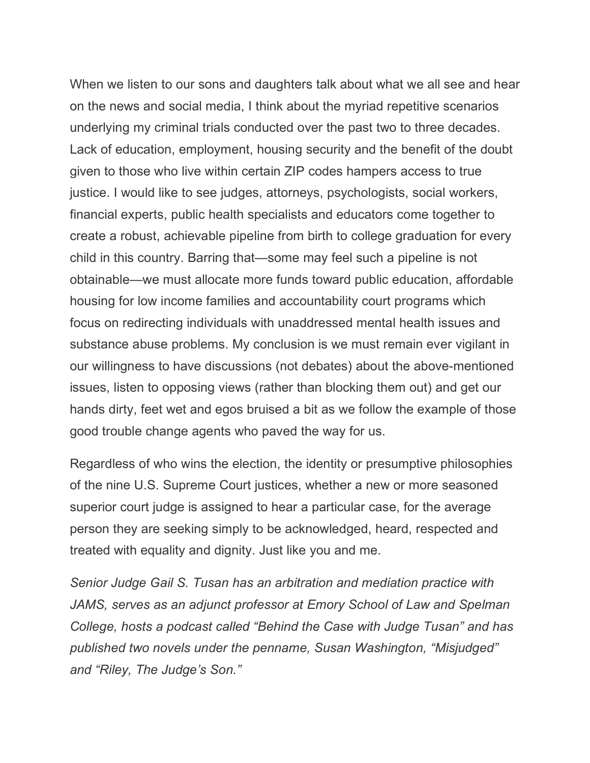When we listen to our sons and daughters talk about what we all see and hear on the news and social media, I think about the myriad repetitive scenarios underlying my criminal trials conducted over the past two to three decades. Lack of education, employment, housing security and the benefit of the doubt given to those who live within certain ZIP codes hampers access to true justice. I would like to see judges, attorneys, psychologists, social workers, financial experts, public health specialists and educators come together to create a robust, achievable pipeline from birth to college graduation for every child in this country. Barring that—some may feel such a pipeline is not obtainable—we must allocate more funds toward public education, affordable housing for low income families and accountability court programs which focus on redirecting individuals with unaddressed mental health issues and substance abuse problems. My conclusion is we must remain ever vigilant in our willingness to have discussions (not debates) about the above-mentioned issues, listen to opposing views (rather than blocking them out) and get our hands dirty, feet wet and egos bruised a bit as we follow the example of those good trouble change agents who paved the way for us.

Regardless of who wins the election, the identity or presumptive philosophies of the nine U.S. Supreme Court justices, whether a new or more seasoned superior court judge is assigned to hear a particular case, for the average person they are seeking simply to be acknowledged, heard, respected and treated with equality and dignity. Just like you and me.

*Senior Judge Gail S. Tusan has an arbitration and mediation practice with JAMS, serves as an adjunct professor at Emory School of Law and Spelman College, hosts a podcast called "Behind the Case with Judge Tusan" and has published two novels under the penname, Susan Washington, "Misjudged" and "Riley, The Judge's Son."*